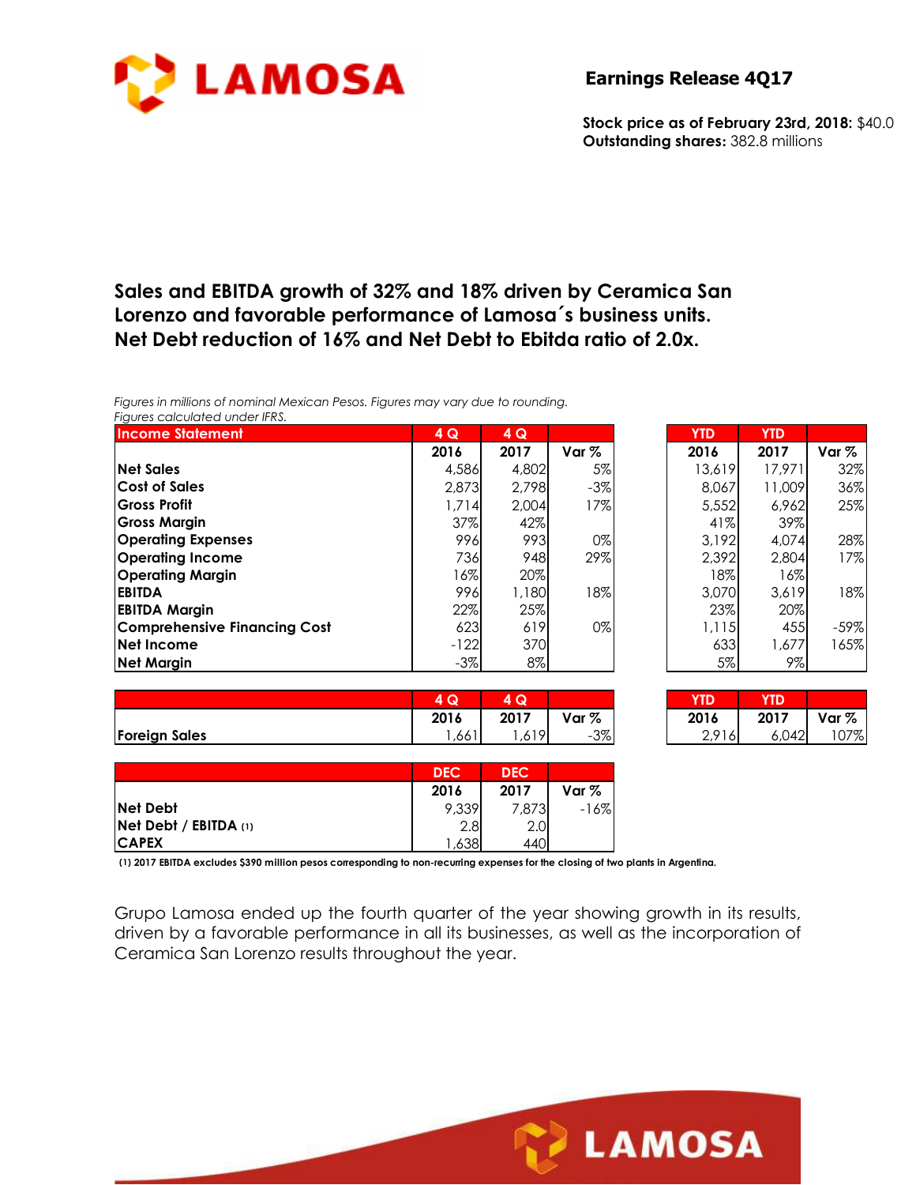# Earnings Release 4Q17

**Stock price as of February 23rd, 2018:** $40.0
**Outstanding shares:** 382.8 millions

## Sales and EBITDA growth of 32% and 18% driven by Ceramica San Lorenzo and favorable performance of Lamosa´s business units. Net Debt reduction of 16% and Net Debt to Ebitda ratio of 2.0x.

*Figures in millions of nominal Mexican Pesos. Figures may vary due to rounding.*
*Figures calculated under IFRS.*

| Income Statement | 4 Q 2016 | 4 Q 2017 | Var % | YTD 2016 | YTD 2017 | Var % |
|---|---|---|---|---|---|---|
| **Net Sales** | 4,586 | 4,802 | 5% | 13,619 | 17,971 | 32% |
| **Cost of Sales** | 2,873 | 2,798 | -3% | 8,067 | 11,009 | 36% |
| **Gross Profit** | 1,714 | 2,004 | 17% | 5,552 | 6,962 | 25% |
| **Gross Margin** | 37% | 42% | | 41% | 39% | |
| **Operating Expenses** | 996 | 993 | 0% | 3,192 | 4,074 | 28% |
| **Operating Income** | 736 | 948 | 29% | 2,392 | 2,804 | 17% |
| **Operating Margin** | 16% | 20% | | 18% | 16% | |
| **EBITDA** | 996 | 1,180 | 18% | 3,070 | 3,619 | 18% |
| **EBITDA Margin** | 22% | 25% | | 23% | 20% | |
| **Comprehensive Financing Cost** | 623 | 619 | 0% | 1,115 | 455 | -59% |
| **Net Income** | -122 | 370 | | 633 | 1,677 | 165% |
| **Net Margin** | -3% | 8% | | 5% | 9% | |

| | 4 Q 2016 | 4 Q 2017 | Var % | YTD 2016 | YTD 2017 | Var % |
|---|---|---|---|---|---|---|
| **Foreign Sales** | 1,661 | 1,619 | -3% | 2,916 | 6,042 | 107% |

| | DEC 2016 | DEC 2017 | Var % |
|---|---|---|---|
| **Net Debt** | 9,339 | 7,873 | -16% |
| **Net Debt / EBITDA (1)** | 2.8 | 2.0 | |
| **CAPEX** | 1,638 | 440 | |

**(1) 2017 EBITDA excludes $390 million pesos corresponding to non-recurring expenses for the closing of two plants in Argentina.**

Grupo Lamosa ended up the fourth quarter of the year showing growth in its results, driven by a favorable performance in all its businesses, as well as the incorporation of Ceramica San Lorenzo results throughout the year.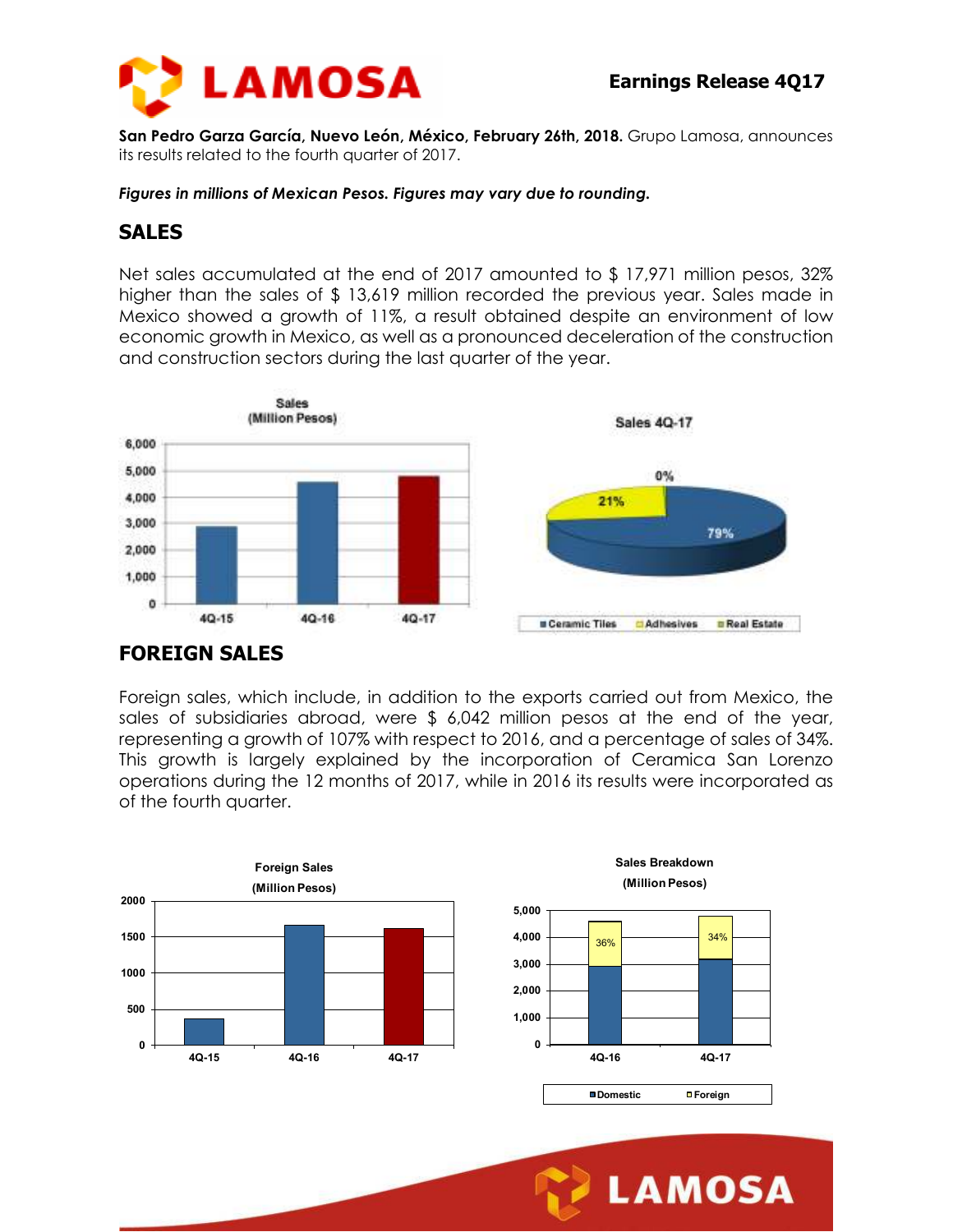**San Pedro Garza García, Nuevo León, México, February 26th, 2018.** Grupo Lamosa, announces its results related to the fourth quarter of 2017.

***Figures in millions of Mexican Pesos. Figures may vary due to rounding.***

## SALES

Net sales accumulated at the end of 2017 amounted to $ 17,971 million pesos, 32% higher than the sales of $ 13,619 million recorded the previous year. Sales made in Mexico showed a growth of 11%, a result obtained despite an environment of low economic growth in Mexico, as well as a pronounced deceleration of the construction and construction sectors during the last quarter of the year.

## FOREIGN SALES

Foreign sales, which include, in addition to the exports carried out from Mexico, the sales of subsidiaries abroad, were $ 6,042 million pesos at the end of the year, representing a growth of 107% with respect to 2016, and a percentage of sales of 34%. This growth is largely explained by the incorporation of Ceramica San Lorenzo operations during the 12 months of 2017, while in 2016 its results were incorporated as of the fourth quarter.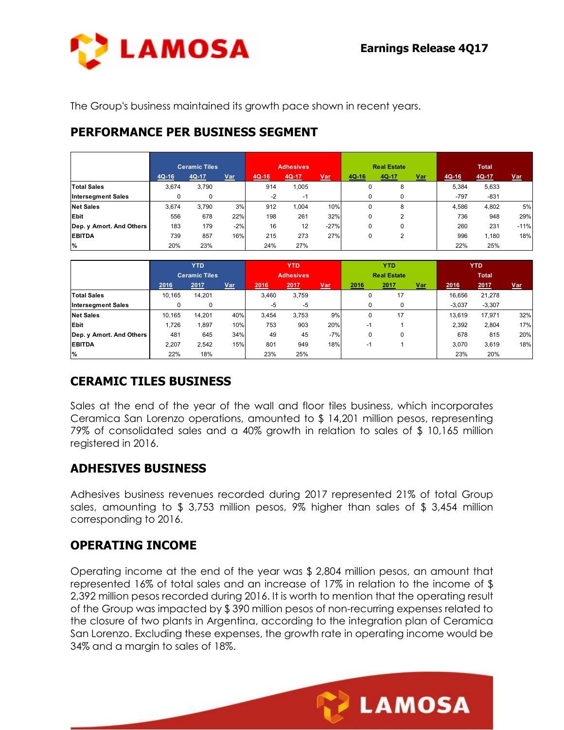The Group's business maintained its growth pace shown in recent years.

## PERFORMANCE PER BUSINESS SEGMENT

| | Ceramic Tiles | | | Adhesives | | | Real Estate | | | Total | | |
|---|---|---|---|---|---|---|---|---|---|---|---|---|
| | 4Q-16 | 4Q-17 | Var | 4Q-16 | 4Q-17 | Var | 4Q-16 | 4Q-17 | Var | 4Q-16 | 4Q-17 | Var |
| **Total Sales** | 3,674 | 3,790 | | 914 | 1,005 | | 0 | 8 | | 5,384 | 5,633 | |
| **Intersegment Sales** | 0 | 0 | | -2 | -1 | | 0 | 0 | | -797 | -831 | |
| **Net Sales** | 3,674 | 3,790 | 3% | 912 | 1,004 | 10% | 0 | 8 | | 4,586 | 4,802 | 5% |
| **Ebit** | 556 | 678 | 22% | 198 | 261 | 32% | 0 | 2 | | 736 | 948 | 29% |
| **Dep. y Amort. And Others** | 183 | 179 | -2% | 16 | 12 | -27% | 0 | 0 | | 260 | 231 | -11% |
| **EBITDA** | 739 | 857 | 16% | 215 | 273 | 27% | 0 | 2 | | 996 | 1,180 | 18% |
| **%** | 20% | 23% | | 24% | 27% | | | | | 22% | 25% | |

| | YTD Ceramic Tiles | | | YTD Adhesives | | | YTD Real Estate | | | YTD Total | | |
|---|---|---|---|---|---|---|---|---|---|---|---|---|
| | 2016 | 2017 | Var | 2016 | 2017 | Var | 2016 | 2017 | Var | 2016 | 2017 | Var |
| **Total Sales** | 10,165 | 14,201 | | 3,460 | 3,759 | | 0 | 17 | | 16,656 | 21,278 | |
| **Intersegment Sales** | 0 | 0 | | -5 | -5 | | 0 | 0 | | -3,037 | -3,307 | |
| **Net Sales** | 10,165 | 14,201 | 40% | 3,454 | 3,753 | 9% | 0 | 17 | | 13,619 | 17,971 | 32% |
| **Ebit** | 1,726 | 1,897 | 10% | 753 | 903 | 20% | -1 | 1 | | 2,392 | 2,804 | 17% |
| **Dep. y Amort. And Others** | 481 | 645 | 34% | 49 | 45 | -7% | 0 | 0 | | 678 | 815 | 20% |
| **EBITDA** | 2,207 | 2,542 | 15% | 801 | 949 | 18% | -1 | 1 | | 3,070 | 3,619 | 18% |
| **%** | 22% | 18% | | 23% | 25% | | | | | 23% | 20% | |

## CERAMIC TILES BUSINESS

Sales at the end of the year of the wall and floor tiles business, which incorporates Ceramica San Lorenzo operations, amounted to $ 14,201 million pesos, representing 79% of consolidated sales and a 40% growth in relation to sales of $ 10,165 million registered in 2016.

## ADHESIVES BUSINESS

Adhesives business revenues recorded during 2017 represented 21% of total Group sales, amounting to $ 3,753 million pesos, 9% higher than sales of $ 3,454 million corresponding to 2016.

## OPERATING INCOME

Operating income at the end of the year was $ 2,804 million pesos, an amount that represented 16% of total sales and an increase of 17% in relation to the income of $ 2,392 million pesos recorded during 2016. It is worth to mention that the operating result of the Group was impacted by $ 390 million pesos of non-recurring expenses related to the closure of two plants in Argentina, according to the integration plan of Ceramica San Lorenzo. Excluding these expenses, the growth rate in operating income would be 34% and a margin to sales of 18%.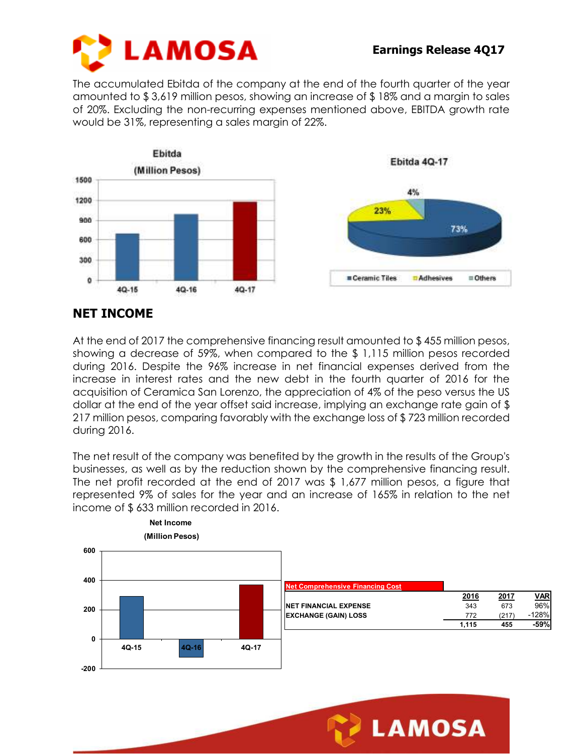The accumulated Ebitda of the company at the end of the fourth quarter of the year amounted to $ 3,619 million pesos, showing an increase of $ 18% and a margin to sales of 20%. Excluding the non-recurring expenses mentioned above, EBITDA growth rate would be 31%, representing a sales margin of 22%.

**Ebitda (Million Pesos)**

**Ebitda 4Q-17**

## NET INCOME

At the end of 2017 the comprehensive financing result amounted to $ 455 million pesos, showing a decrease of 59%, when compared to the $ 1,115 million pesos recorded during 2016. Despite the 96% increase in net financial expenses derived from the increase in interest rates and the new debt in the fourth quarter of 2016 for the acquisition of Ceramica San Lorenzo, the appreciation of 4% of the peso versus the US dollar at the end of the year offset said increase, implying an exchange rate gain of $ 217 million pesos, comparing favorably with the exchange loss of $ 723 million recorded during 2016.

The net result of the company was benefited by the growth in the results of the Group's businesses, as well as by the reduction shown by the comprehensive financing result. The net profit recorded at the end of 2017 was $ 1,677 million pesos, a figure that represented 9% of sales for the year and an increase of 165% in relation to the net income of $ 633 million recorded in 2016.

**Net Income (Million Pesos)**

| Net Comprehensive Financing Cost | 2016 | 2017 | VAR |
|---|---|---|---|
| NET FINANCIAL EXPENSE | 343 | 673 | 96% |
| EXCHANGE (GAIN) LOSS | 772 | (217) | -128% |
| | 1,115 | 455 | -59% |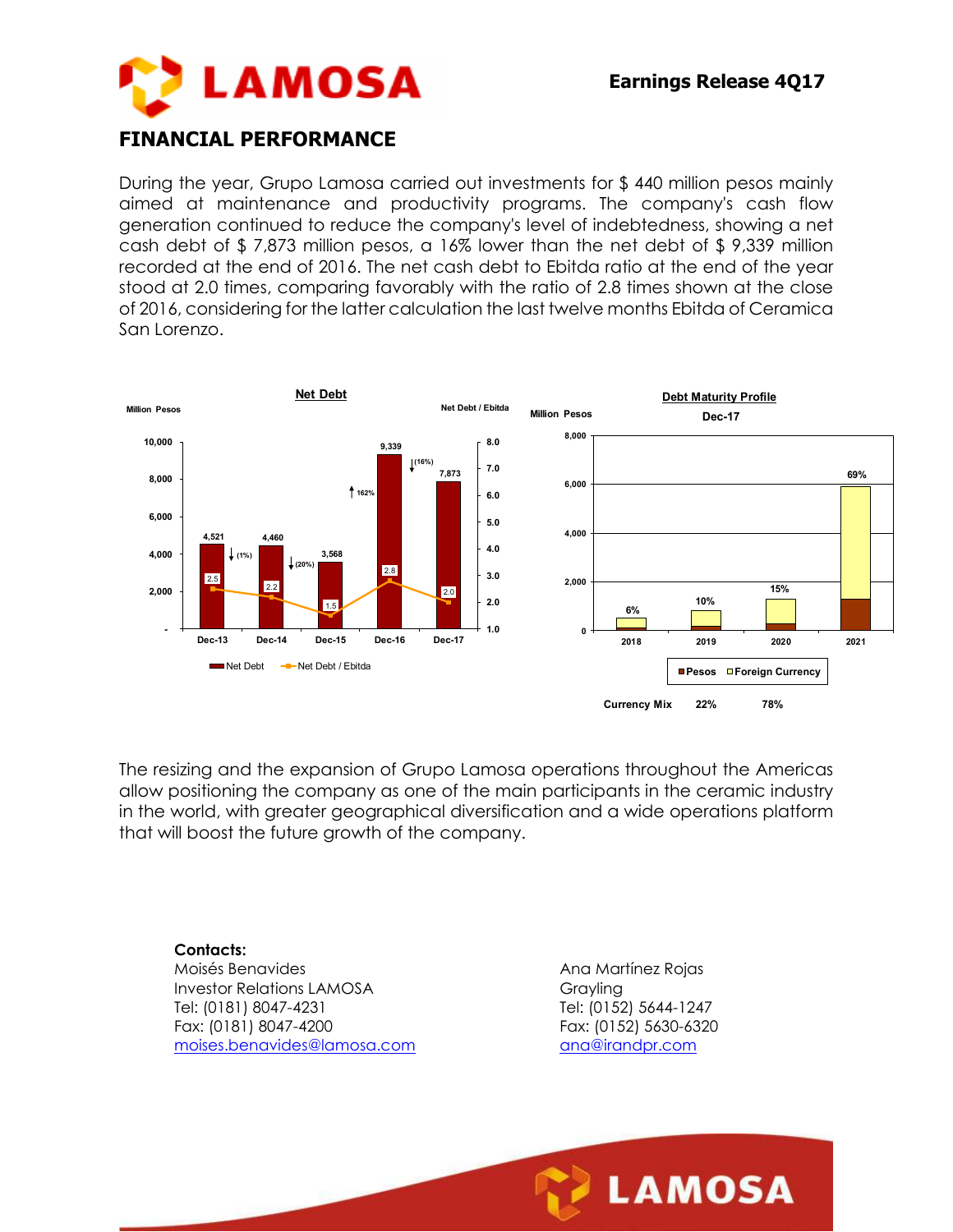## FINANCIAL PERFORMANCE

During the year, Grupo Lamosa carried out investments for $ 440 million pesos mainly aimed at maintenance and productivity programs. The company's cash flow generation continued to reduce the company's level of indebtedness, showing a net cash debt of $ 7,873 million pesos, a 16% lower than the net debt of $ 9,339 million recorded at the end of 2016. The net cash debt to Ebitda ratio at the end of the year stood at 2.0 times, comparing favorably with the ratio of 2.8 times shown at the close of 2016, considering for the latter calculation the last twelve months Ebitda of Ceramica San Lorenzo.

Net Debt

Million Pesos

Net Debt / Ebitda

10,000
8,000
6,000
4,000
2,000
-

8.0
7.0
6.0
5.0
4.0
3.0
2.0
1.0

4,521 — 2.5 — Dec-13
(1%)
4,460 — 2.2 — Dec-14
(20%)
3,568 — 1.5 — Dec-15
162%
9,339 — 2.8 — Dec-16
(16%)
7,873 — 2.0 — Dec-17

Net Debt — Net Debt / Ebitda

Debt Maturity Profile

Dec-17

Million Pesos

8,000
6,000
4,000
2,000
0

2018 — 6%
2019 — 10%
2020 — 15%
2021 — 69%

Pesos — Foreign Currency

Currency Mix 22% 78%

The resizing and the expansion of Grupo Lamosa operations throughout the Americas allow positioning the company as one of the main participants in the ceramic industry in the world, with greater geographical diversification and a wide operations platform that will boost the future growth of the company.

**Contacts:**

Moisés Benavides
Investor Relations LAMOSA
Tel: (0181) 8047-4231
Fax: (0181) 8047-4200
moises.benavides@lamosa.com

Ana Martínez Rojas
Grayling
Tel: (0152) 5644-1247
Fax: (0152) 5630-6320
ana@irandpr.com